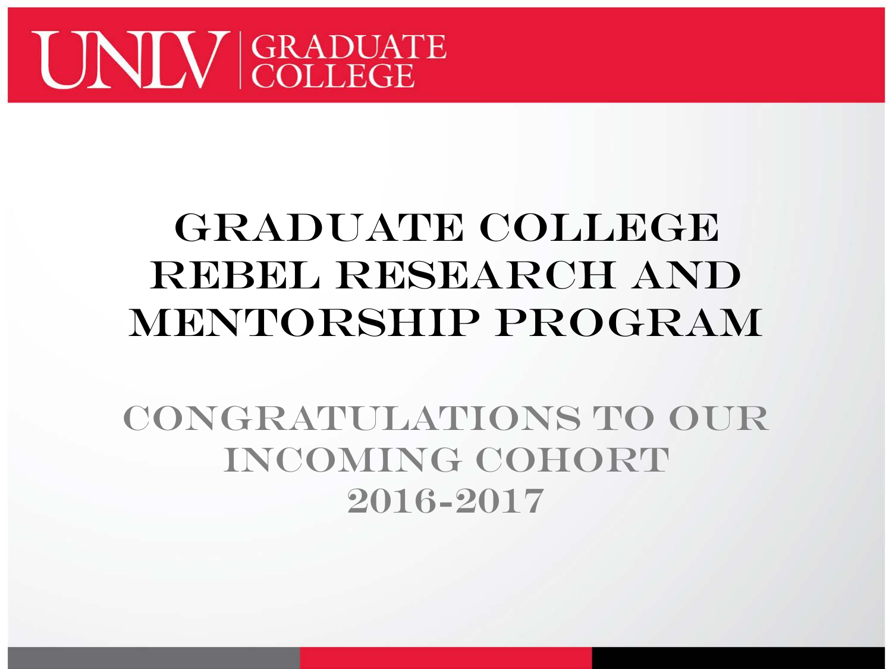UNLV | GRADUATE COLLEGE

# Graduate College Rebel Research and Mentorship Program

## Congratulations to our incoming cohort 2016-2017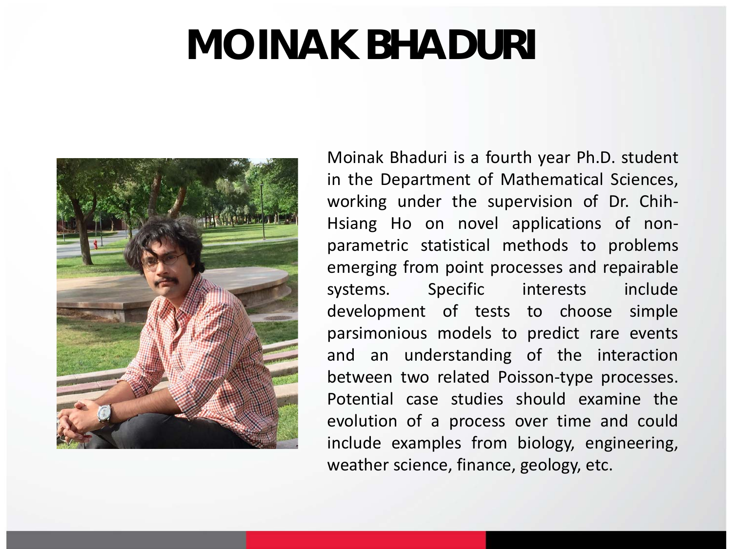# MOINAK BHADURI

Moinak Bhaduri is a fourth year Ph.D. student in the Department of Mathematical Sciences, working under the supervision of Dr. Chih-Hsiang Ho on novel applications of non-parametric statistical methods to problems emerging from point processes and repairable systems. Specific interests include development of tests to choose simple parsimonious models to predict rare events and an understanding of the interaction between two related Poisson-type processes. Potential case studies should examine the evolution of a process over time and could include examples from biology, engineering, weather science, finance, geology, etc.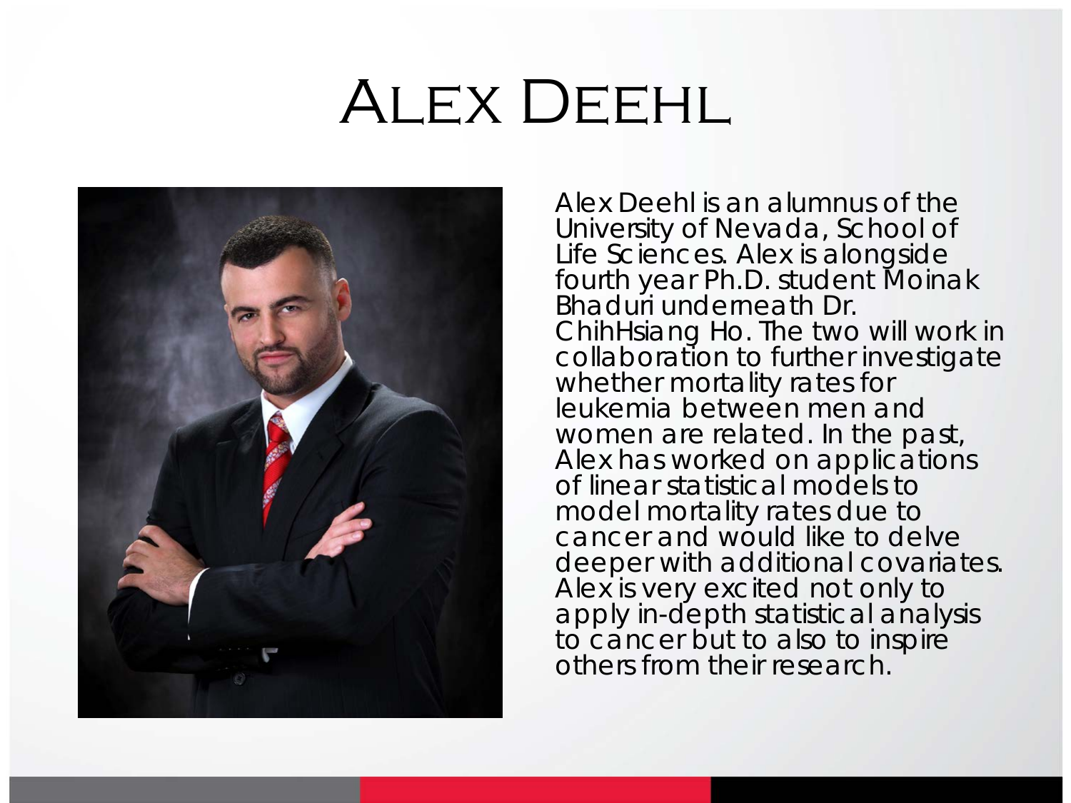# Alex Deehl

Alex Deehl is an alumnus of the University of Nevada, School of Life Sciences. Alex is alongside fourth year Ph.D. student Moinak Bhaduri underneath Dr. ChihHsiang Ho. The two will work in collaboration to further investigate whether mortality rates for leukemia between men and women are related. In the past, Alex has worked on applications of linear statistical models to model mortality rates due to cancer and would like to delve deeper with additional covariates. Alex is very excited not only to apply in-depth statistical analysis to cancer but to also to inspire others from their research.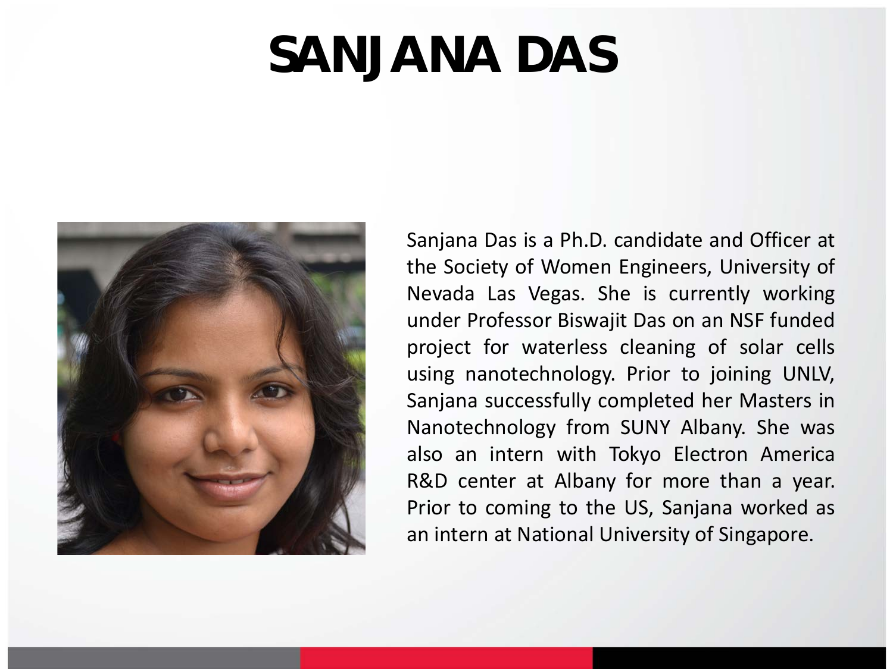# SANJANA DAS

Sanjana Das is a Ph.D. candidate and Officer at the Society of Women Engineers, University of Nevada Las Vegas. She is currently working under Professor Biswajit Das on an NSF funded project for waterless cleaning of solar cells using nanotechnology. Prior to joining UNLV, Sanjana successfully completed her Masters in Nanotechnology from SUNY Albany. She was also an intern with Tokyo Electron America R&D center at Albany for more than a year. Prior to coming to the US, Sanjana worked as an intern at National University of Singapore.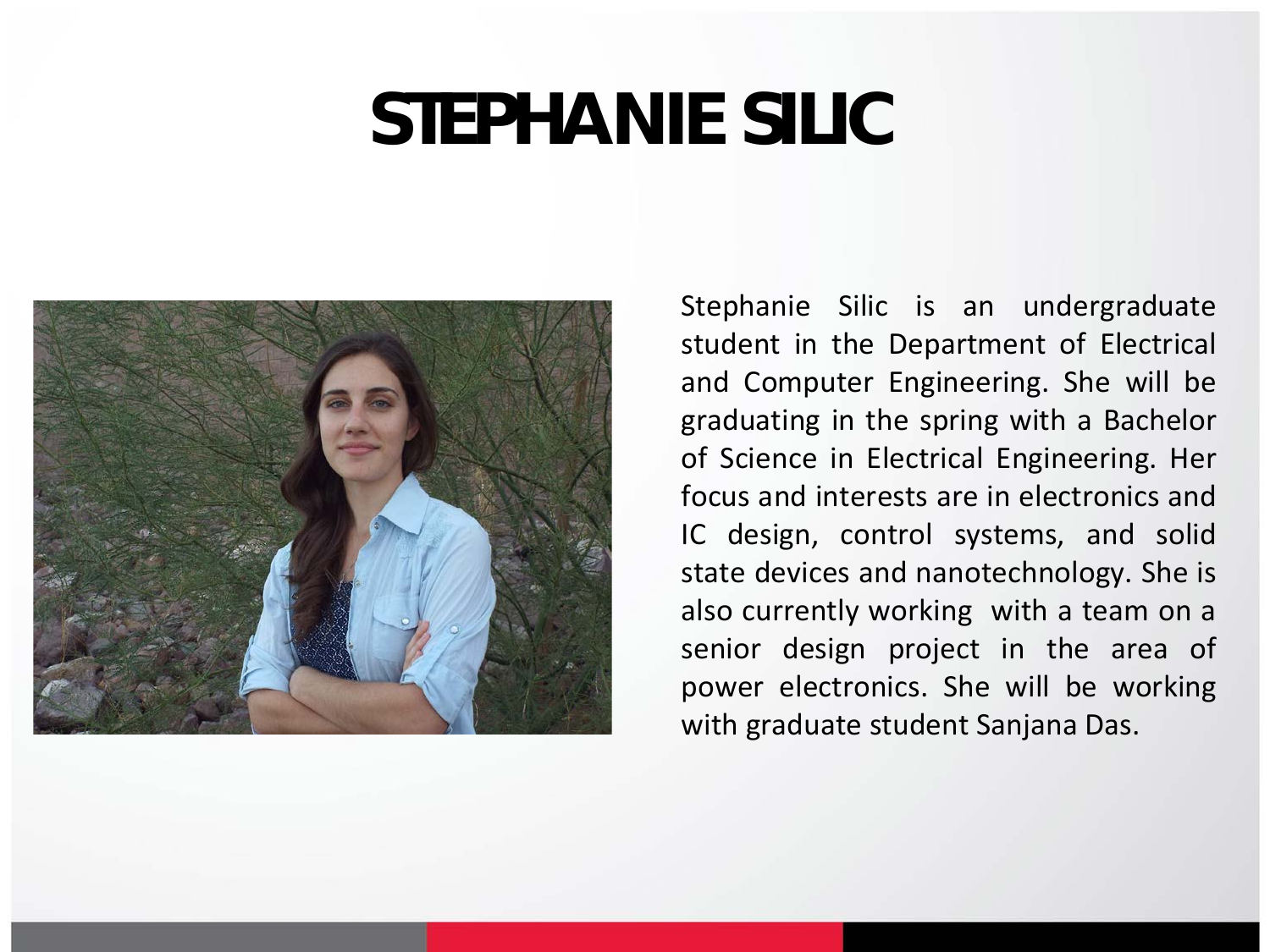# STEPHANIE SILIC

Stephanie Silic is an undergraduate student in the Department of Electrical and Computer Engineering. She will be graduating in the spring with a Bachelor of Science in Electrical Engineering. Her focus and interests are in electronics and IC design, control systems, and solid state devices and nanotechnology. She is also currently working with a team on a senior design project in the area of power electronics. She will be working with graduate student Sanjana Das.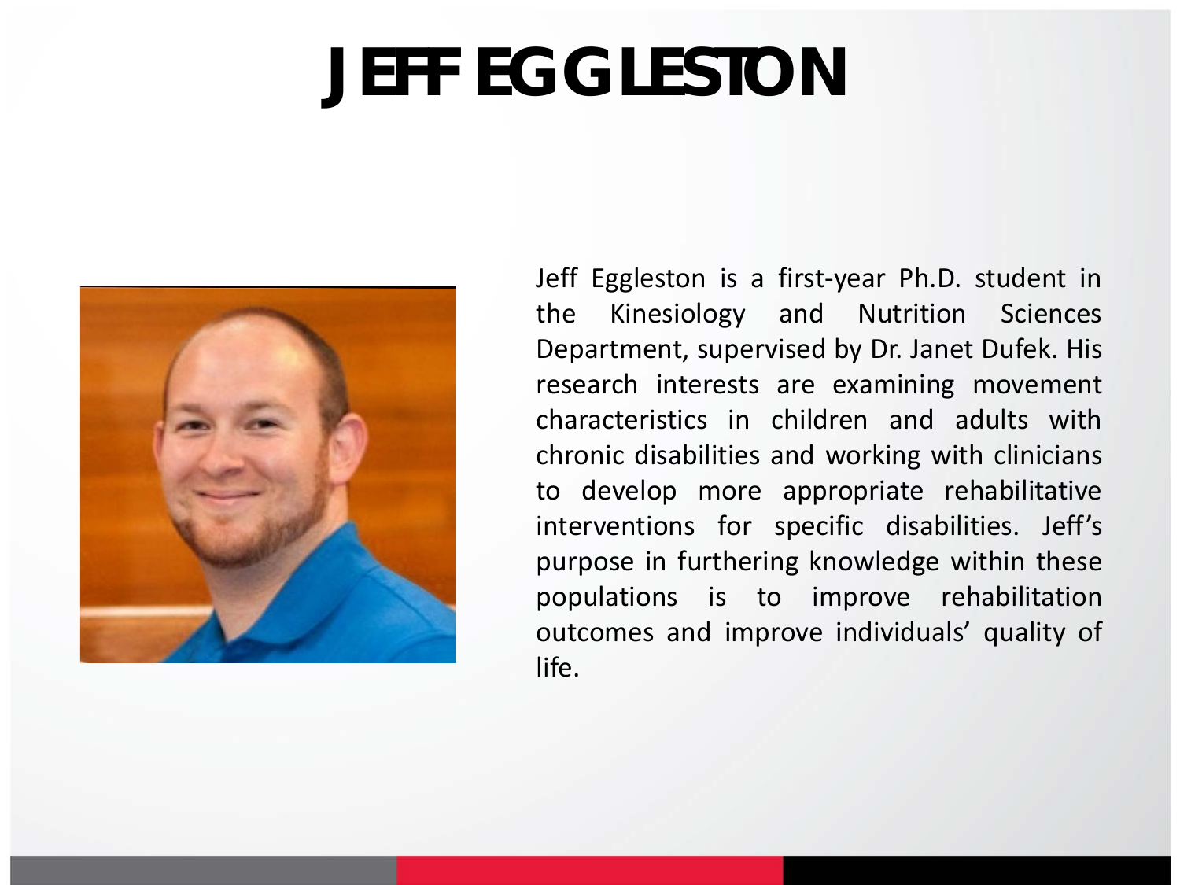# JEFF EGGLESTON

Jeff Eggleston is a first-year Ph.D. student in the Kinesiology and Nutrition Sciences Department, supervised by Dr. Janet Dufek. His research interests are examining movement characteristics in children and adults with chronic disabilities and working with clinicians to develop more appropriate rehabilitative interventions for specific disabilities. Jeff's purpose in furthering knowledge within these populations is to improve rehabilitation outcomes and improve individuals' quality of life.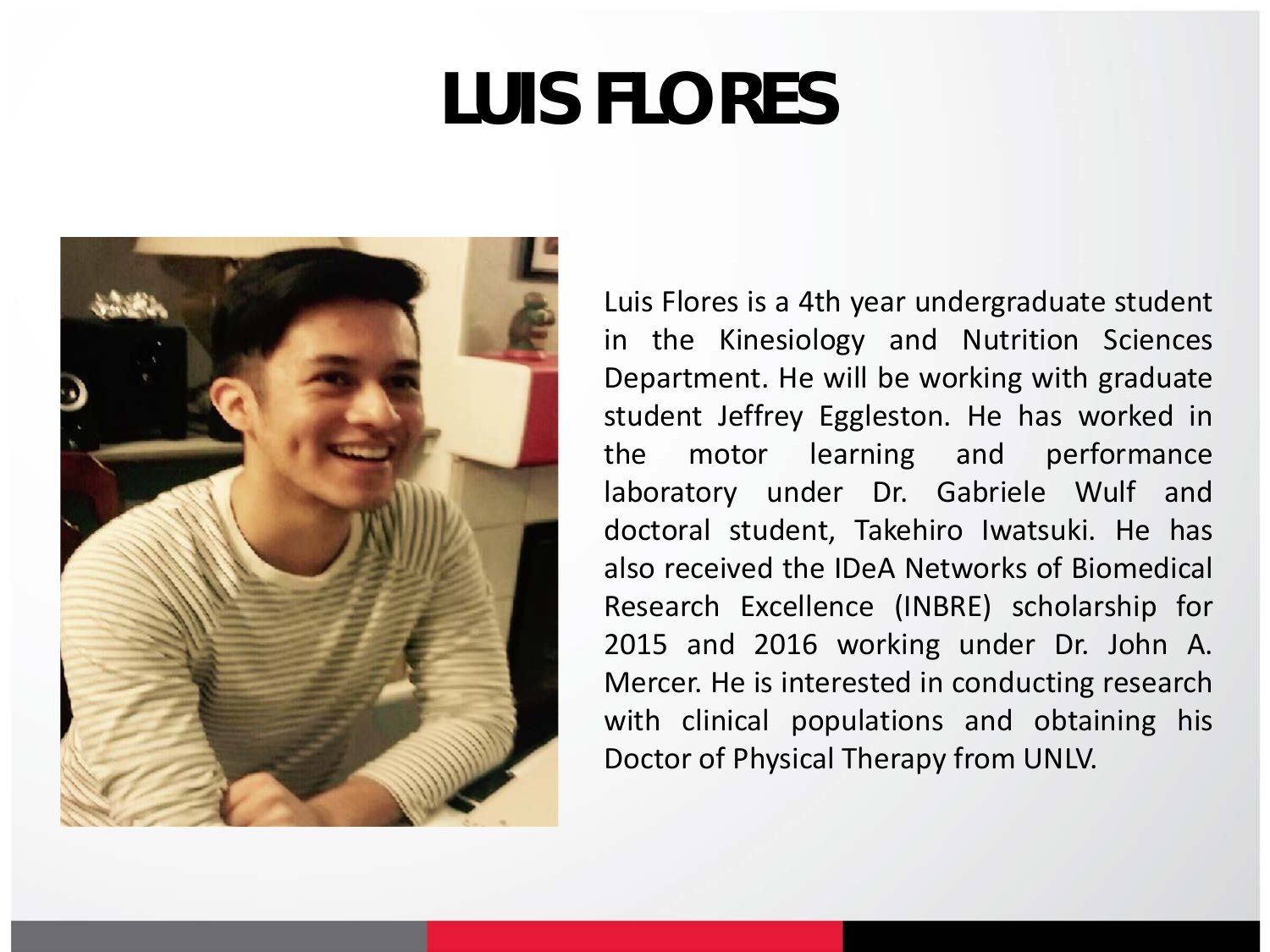# LUIS FLORES

Luis Flores is a 4th year undergraduate student in the Kinesiology and Nutrition Sciences Department. He will be working with graduate student Jeffrey Eggleston. He has worked in the motor learning and performance laboratory under Dr. Gabriele Wulf and doctoral student, Takehiro Iwatsuki. He has also received the IDeA Networks of Biomedical Research Excellence (INBRE) scholarship for 2015 and 2016 working under Dr. John A. Mercer. He is interested in conducting research with clinical populations and obtaining his Doctor of Physical Therapy from UNLV.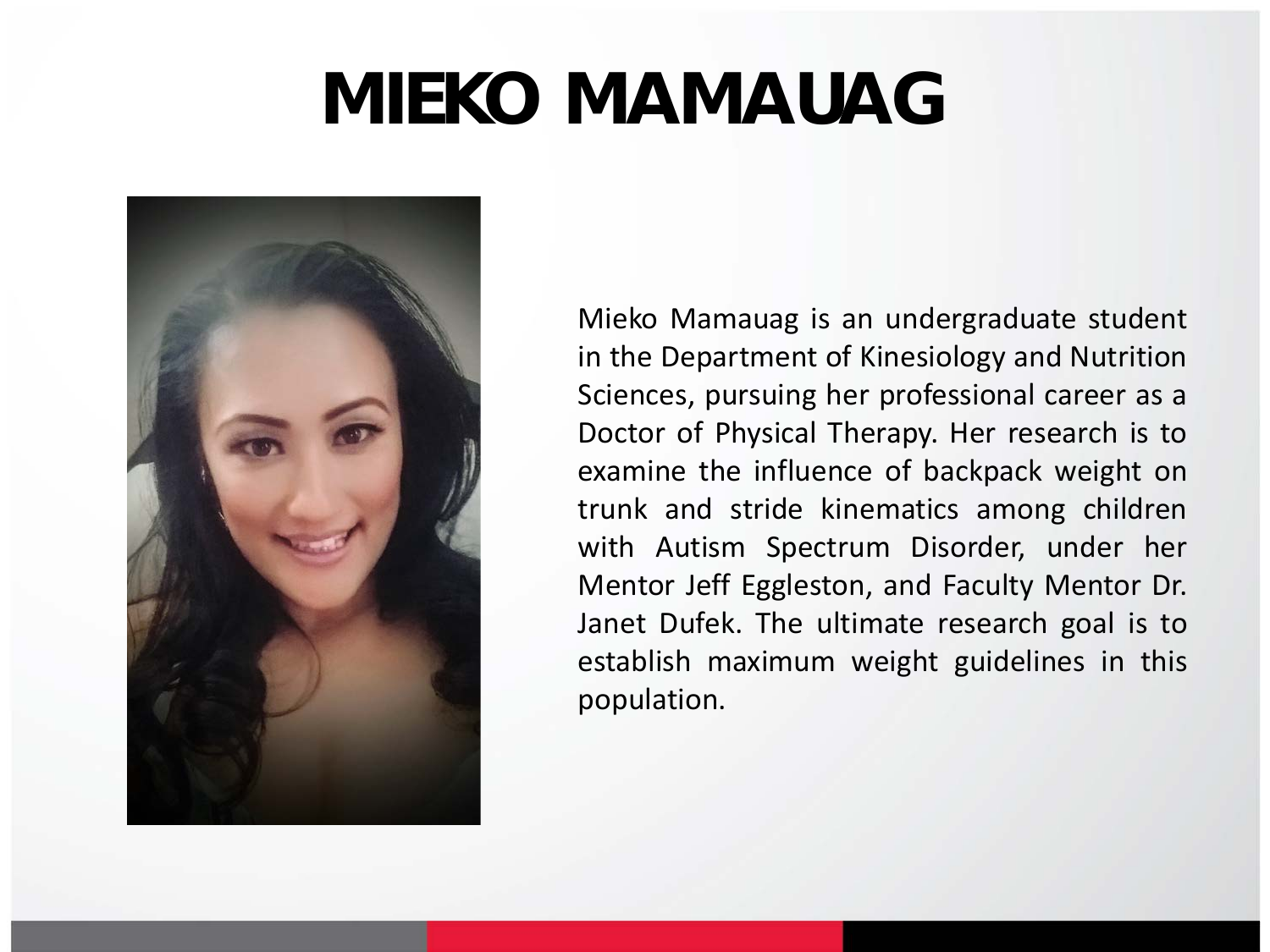# MIEKO MAMAUAG

Mieko Mamauag is an undergraduate student in the Department of Kinesiology and Nutrition Sciences, pursuing her professional career as a Doctor of Physical Therapy. Her research is to examine the influence of backpack weight on trunk and stride kinematics among children with Autism Spectrum Disorder, under her Mentor Jeff Eggleston, and Faculty Mentor Dr. Janet Dufek. The ultimate research goal is to establish maximum weight guidelines in this population.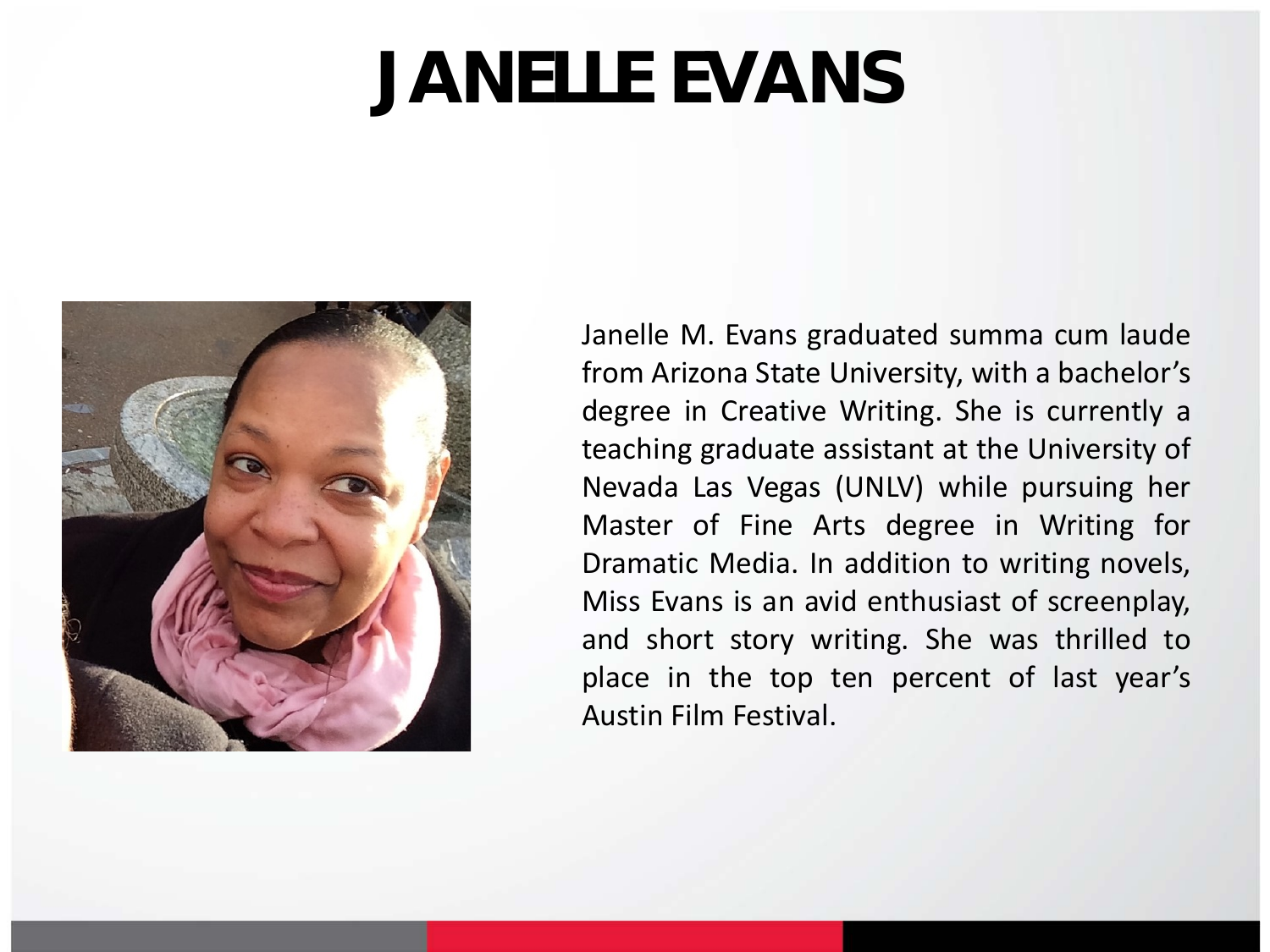# JANELLE EVANS

Janelle M. Evans graduated summa cum laude from Arizona State University, with a bachelor's degree in Creative Writing. She is currently a teaching graduate assistant at the University of Nevada Las Vegas (UNLV) while pursuing her Master of Fine Arts degree in Writing for Dramatic Media. In addition to writing novels, Miss Evans is an avid enthusiast of screenplay, and short story writing. She was thrilled to place in the top ten percent of last year's Austin Film Festival.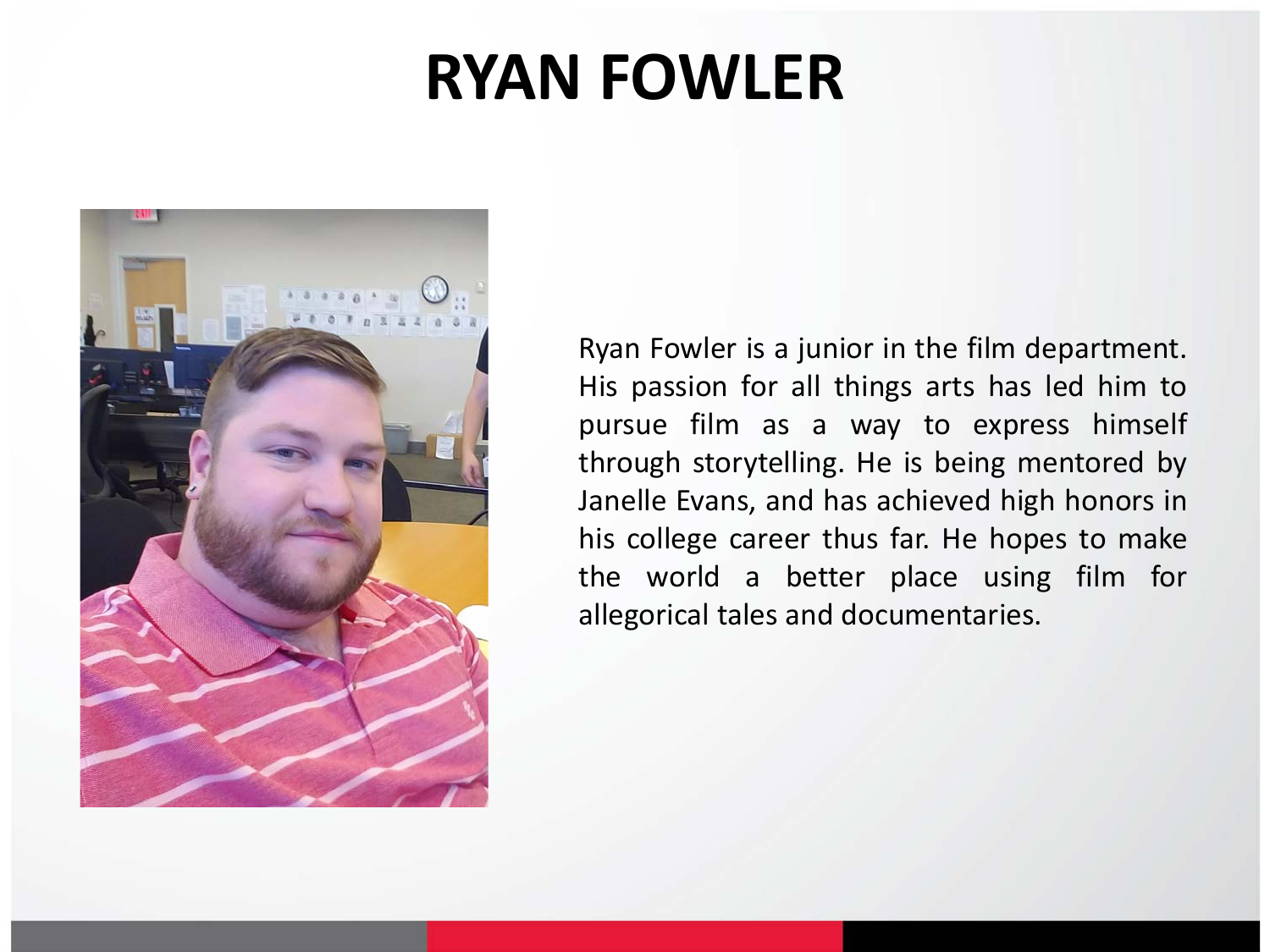# RYAN FOWLER

Ryan Fowler is a junior in the film department. His passion for all things arts has led him to pursue film as a way to express himself through storytelling. He is being mentored by Janelle Evans, and has achieved high honors in his college career thus far. He hopes to make the world a better place using film for allegorical tales and documentaries.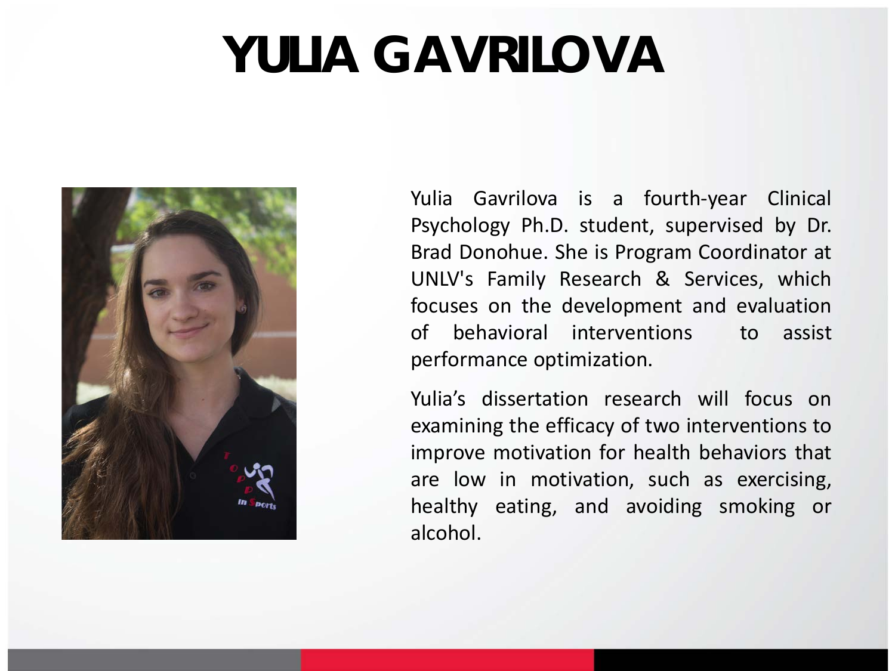# YULIA GAVRILOVA

Yulia Gavrilova is a fourth-year Clinical Psychology Ph.D. student, supervised by Dr. Brad Donohue. She is Program Coordinator at UNLV's Family Research & Services, which focuses on the development and evaluation of behavioral interventions to assist performance optimization.

Yulia's dissertation research will focus on examining the efficacy of two interventions to improve motivation for health behaviors that are low in motivation, such as exercising, healthy eating, and avoiding smoking or alcohol.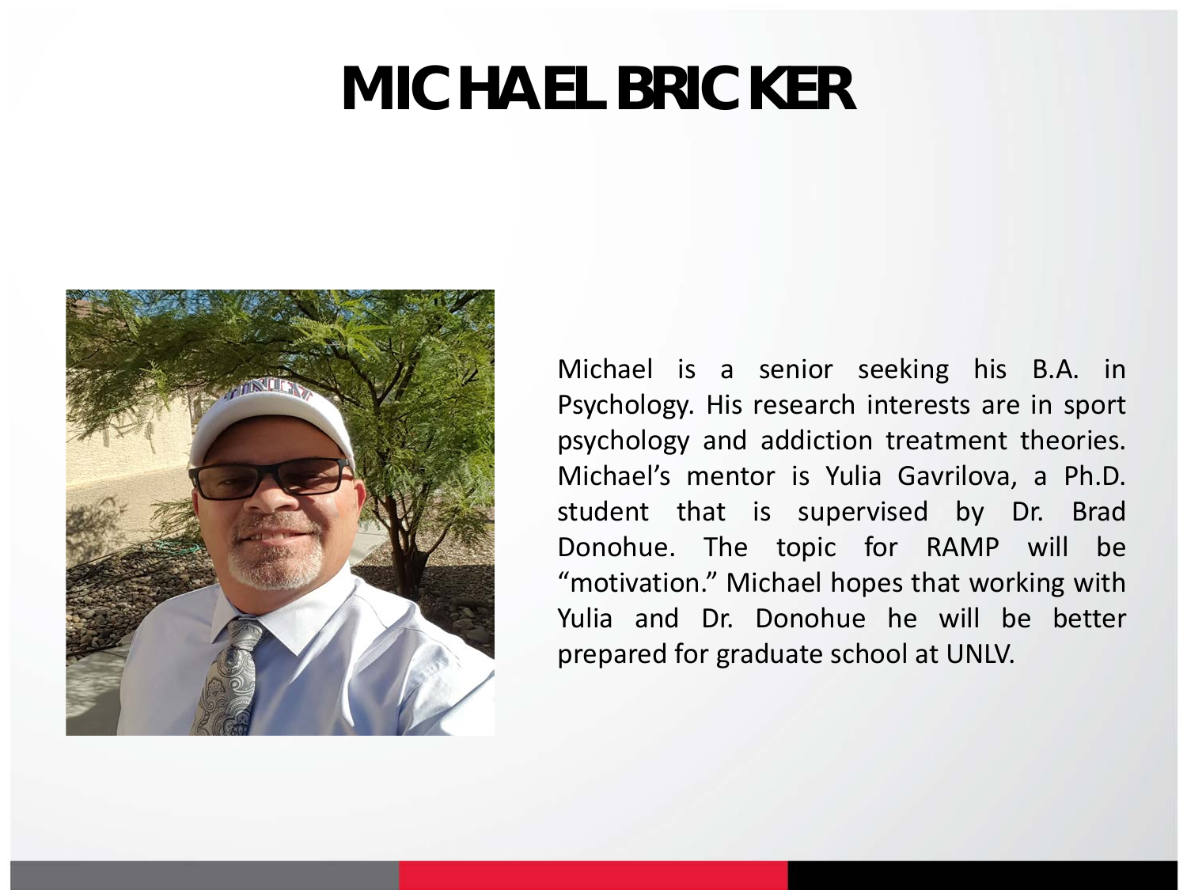# MICHAEL BRICKER

Michael is a senior seeking his B.A. in Psychology. His research interests are in sport psychology and addiction treatment theories. Michael's mentor is Yulia Gavrilova, a Ph.D. student that is supervised by Dr. Brad Donohue. The topic for RAMP will be "motivation." Michael hopes that working with Yulia and Dr. Donohue he will be better prepared for graduate school at UNLV.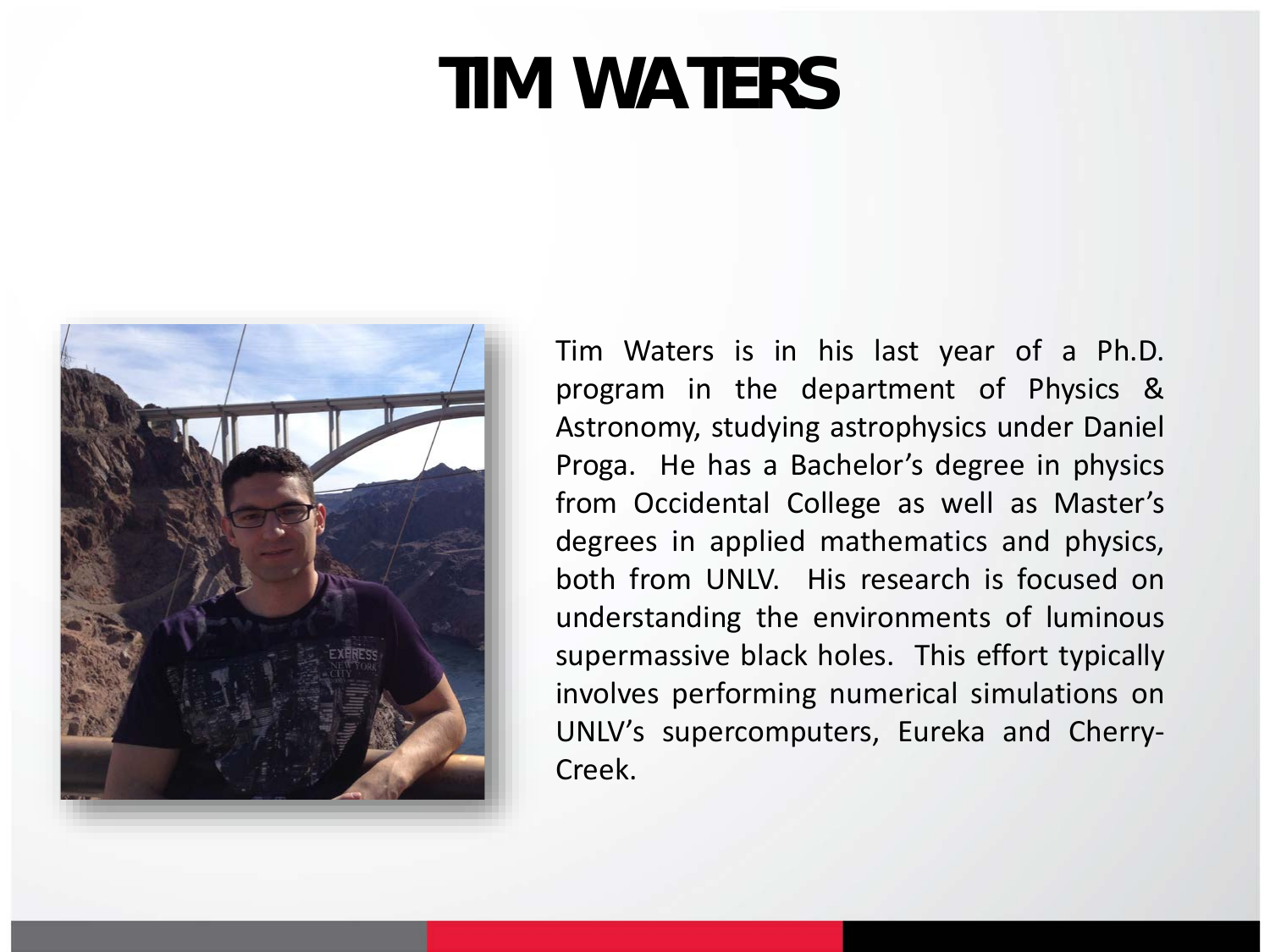# TIM WATERS

Tim Waters is in his last year of a Ph.D. program in the department of Physics & Astronomy, studying astrophysics under Daniel Proga. He has a Bachelor's degree in physics from Occidental College as well as Master's degrees in applied mathematics and physics, both from UNLV. His research is focused on understanding the environments of luminous supermassive black holes. This effort typically involves performing numerical simulations on UNLV's supercomputers, Eureka and Cherry-Creek.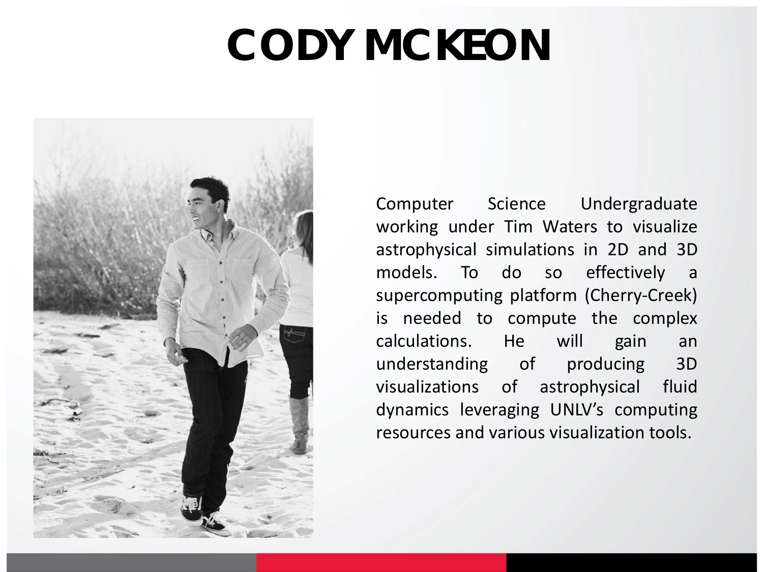# CODY MCKEON

Computer Science Undergraduate working under Tim Waters to visualize astrophysical simulations in 2D and 3D models. To do so effectively a supercomputing platform (Cherry-Creek) is needed to compute the complex calculations. He will gain an understanding of producing 3D visualizations of astrophysical fluid dynamics leveraging UNLV's computing resources and various visualization tools.